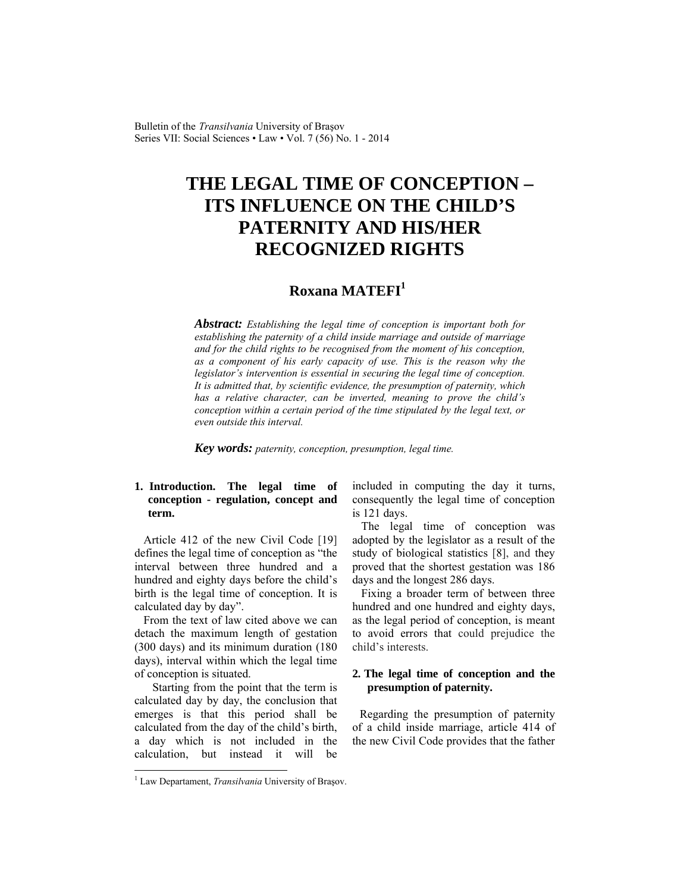# THE LEGAL TIME OF CONCEPTION – ITS INFLUENCE ON THE CHILD'S PATERNITY AND HIS/HER RECOGNIZED RIGHTS

**Roxana MATEFI**[1]

***Abstract:*** *Establishing the legal time of conception is important both for establishing the paternity of a child inside marriage and outside of marriage and for the child rights to be recognised from the moment of his conception, as a component of his early capacity of use. This is the reason why the legislator's intervention is essential in securing the legal time of conception. It is admitted that, by scientific evidence, the presumption of paternity, which has a relative character, can be inverted, meaning to prove the child's conception within a certain period of the time stipulated by the legal text, or even outside this interval.*

***Key words:*** *paternity, conception, presumption, legal time.*

## 1. Introduction. The legal time of conception - regulation, concept and term.

Article 412 of the new Civil Code [19] defines the legal time of conception as "the interval between three hundred and a hundred and eighty days before the child's birth is the legal time of conception. It is calculated day by day".

From the text of law cited above we can detach the maximum length of gestation (300 days) and its minimum duration (180 days), interval within which the legal time of conception is situated.

Starting from the point that the term is calculated day by day, the conclusion that emerges is that this period shall be calculated from the day of the child's birth, a day which is not included in the calculation, but instead it will be included in computing the day it turns, consequently the legal time of conception is 121 days.

The legal time of conception was adopted by the legislator as a result of the study of biological statistics [8], and they proved that the shortest gestation was 186 days and the longest 286 days.

Fixing a broader term of between three hundred and one hundred and eighty days, as the legal period of conception, is meant to avoid errors that could prejudice the child's interests.

## 2. The legal time of conception and the presumption of paternity.

Regarding the presumption of paternity of a child inside marriage, article 414 of the new Civil Code provides that the father

---

[1] Law Departament, *Transilvania* University of Braşov.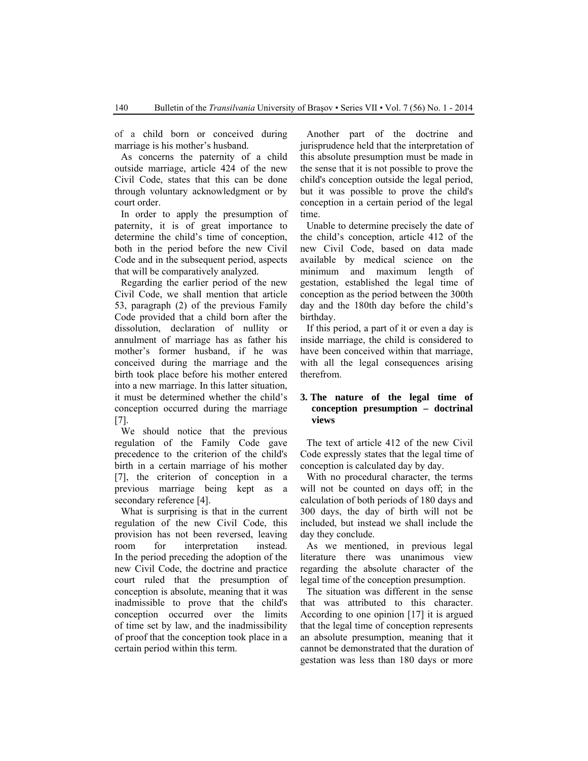of a child born or conceived during marriage is his mother's husband.

As concerns the paternity of a child outside marriage, article 424 of the new Civil Code, states that this can be done through voluntary acknowledgment or by court order.

In order to apply the presumption of paternity, it is of great importance to determine the child's time of conception, both in the period before the new Civil Code and in the subsequent period, aspects that will be comparatively analyzed.

Regarding the earlier period of the new Civil Code, we shall mention that article 53, paragraph (2) of the previous Family Code provided that a child born after the dissolution, declaration of nullity or annulment of marriage has as father his mother's former husband, if he was conceived during the marriage and the birth took place before his mother entered into a new marriage. In this latter situation, it must be determined whether the child's conception occurred during the marriage [7].

We should notice that the previous regulation of the Family Code gave precedence to the criterion of the child's birth in a certain marriage of his mother [7], the criterion of conception in a previous marriage being kept as a secondary reference [4].

What is surprising is that in the current regulation of the new Civil Code, this provision has not been reversed, leaving room for interpretation instead. In the period preceding the adoption of the new Civil Code, the doctrine and practice court ruled that the presumption of conception is absolute, meaning that it was inadmissible to prove that the child's conception occurred over the limits of time set by law, and the inadmissibility of proof that the conception took place in a certain period within this term.

Another part of the doctrine and jurisprudence held that the interpretation of this absolute presumption must be made in the sense that it is not possible to prove the child's conception outside the legal period, but it was possible to prove the child's conception in a certain period of the legal time.

Unable to determine precisely the date of the child's conception, article 412 of the new Civil Code, based on data made available by medical science on the minimum and maximum length of gestation, established the legal time of conception as the period between the 300th day and the 180th day before the child's birthday.

If this period, a part of it or even a day is inside marriage, the child is considered to have been conceived within that marriage, with all the legal consequences arising therefrom.

## 3. The nature of the legal time of conception presumption – doctrinal views

The text of article 412 of the new Civil Code expressly states that the legal time of conception is calculated day by day.

With no procedural character, the terms will not be counted on days off; in the calculation of both periods of 180 days and 300 days, the day of birth will not be included, but instead we shall include the day they conclude.

As we mentioned, in previous legal literature there was unanimous view regarding the absolute character of the legal time of the conception presumption.

The situation was different in the sense that was attributed to this character. According to one opinion [17] it is argued that the legal time of conception represents an absolute presumption, meaning that it cannot be demonstrated that the duration of gestation was less than 180 days or more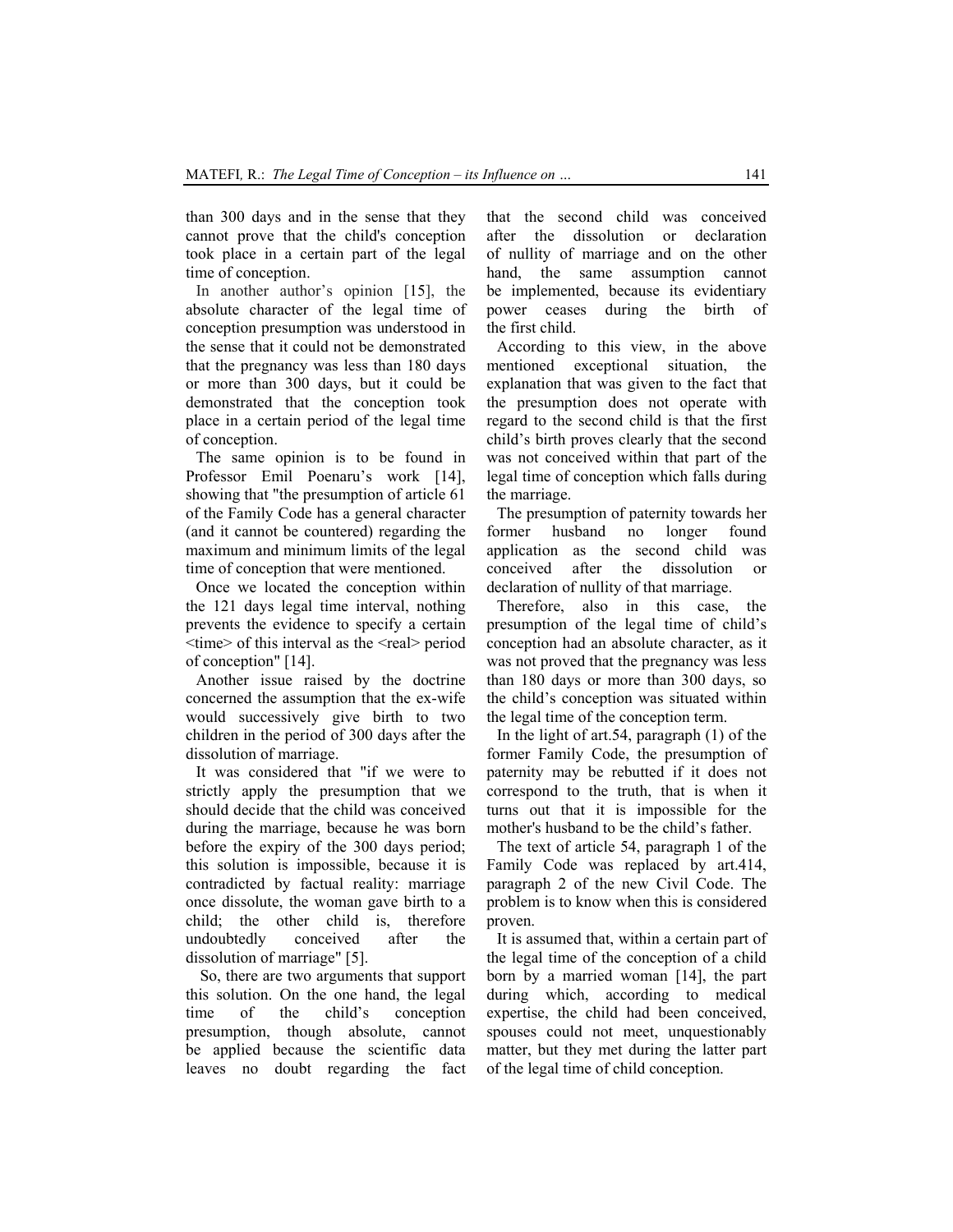than 300 days and in the sense that they cannot prove that the child's conception took place in a certain part of the legal time of conception.

In another author's opinion [15], the absolute character of the legal time of conception presumption was understood in the sense that it could not be demonstrated that the pregnancy was less than 180 days or more than 300 days, but it could be demonstrated that the conception took place in a certain period of the legal time of conception.

The same opinion is to be found in Professor Emil Poenaru's work [14], showing that "the presumption of article 61 of the Family Code has a general character (and it cannot be countered) regarding the maximum and minimum limits of the legal time of conception that were mentioned.

Once we located the conception within the 121 days legal time interval, nothing prevents the evidence to specify a certain <time> of this interval as the <real> period of conception" [14].

Another issue raised by the doctrine concerned the assumption that the ex-wife would successively give birth to two children in the period of 300 days after the dissolution of marriage.

It was considered that "if we were to strictly apply the presumption that we should decide that the child was conceived during the marriage, because he was born before the expiry of the 300 days period; this solution is impossible, because it is contradicted by factual reality: marriage once dissolute, the woman gave birth to a child; the other child is, therefore undoubtedly conceived after the dissolution of marriage" [5].

So, there are two arguments that support this solution. On the one hand, the legal time of the child's conception presumption, though absolute, cannot be applied because the scientific data leaves no doubt regarding the fact that the second child was conceived after the dissolution or declaration of nullity of marriage and on the other hand, the same assumption cannot be implemented, because its evidentiary power ceases during the birth of the first child.

According to this view, in the above mentioned exceptional situation, the explanation that was given to the fact that the presumption does not operate with regard to the second child is that the first child's birth proves clearly that the second was not conceived within that part of the legal time of conception which falls during the marriage.

The presumption of paternity towards her former husband no longer found application as the second child was conceived after the dissolution or declaration of nullity of that marriage.

Therefore, also in this case, the presumption of the legal time of child's conception had an absolute character, as it was not proved that the pregnancy was less than 180 days or more than 300 days, so the child's conception was situated within the legal time of the conception term.

In the light of art.54, paragraph (1) of the former Family Code, the presumption of paternity may be rebutted if it does not correspond to the truth, that is when it turns out that it is impossible for the mother's husband to be the child's father.

The text of article 54, paragraph 1 of the Family Code was replaced by art.414, paragraph 2 of the new Civil Code. The problem is to know when this is considered proven.

It is assumed that, within a certain part of the legal time of the conception of a child born by a married woman [14], the part during which, according to medical expertise, the child had been conceived, spouses could not meet, unquestionably matter, but they met during the latter part of the legal time of child conception.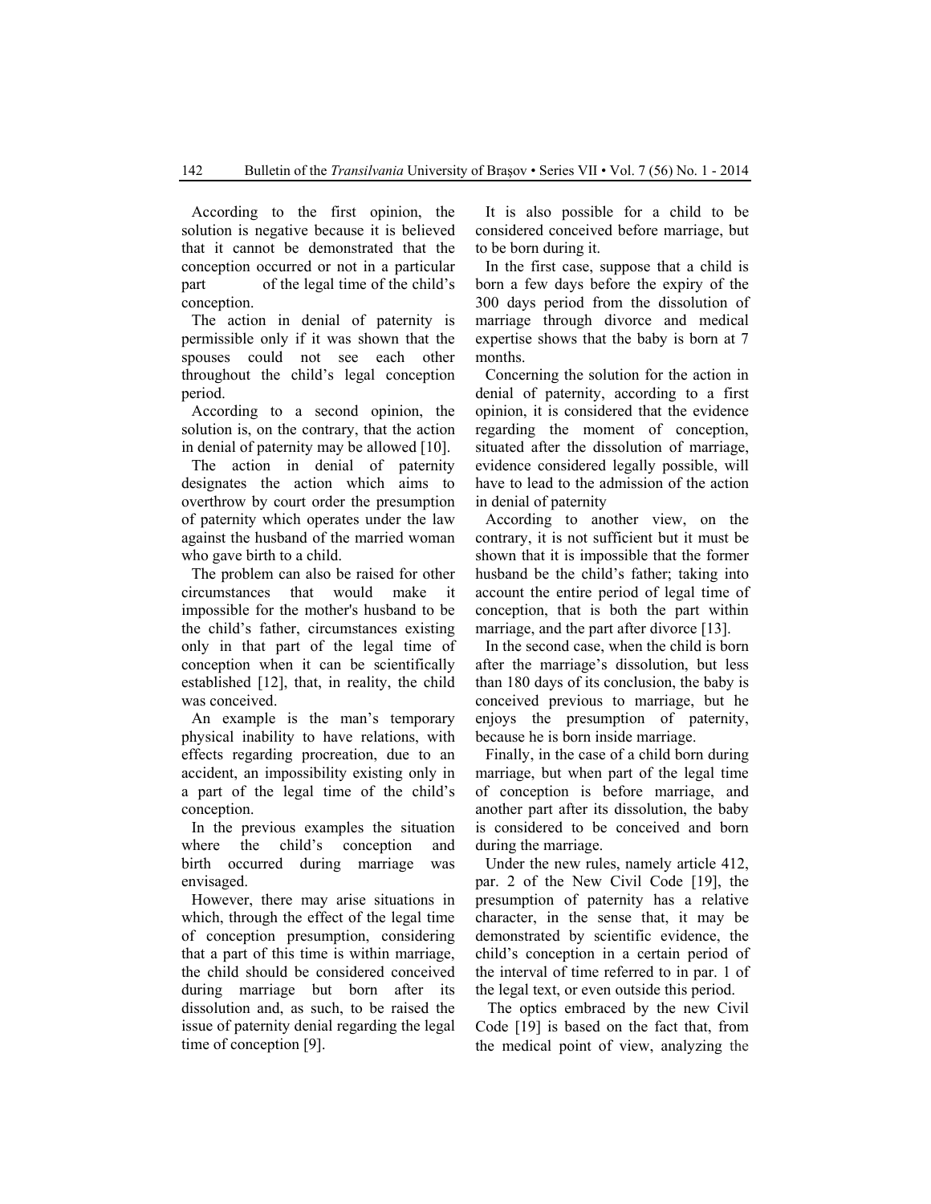According to the first opinion, the solution is negative because it is believed that it cannot be demonstrated that the conception occurred or not in a particular part of the legal time of the child's conception.

The action in denial of paternity is permissible only if it was shown that the spouses could not see each other throughout the child's legal conception period.

According to a second opinion, the solution is, on the contrary, that the action in denial of paternity may be allowed [10].

The action in denial of paternity designates the action which aims to overthrow by court order the presumption of paternity which operates under the law against the husband of the married woman who gave birth to a child.

The problem can also be raised for other circumstances that would make it impossible for the mother's husband to be the child's father, circumstances existing only in that part of the legal time of conception when it can be scientifically established [12], that, in reality, the child was conceived.

An example is the man's temporary physical inability to have relations, with effects regarding procreation, due to an accident, an impossibility existing only in a part of the legal time of the child's conception.

In the previous examples the situation where the child's conception and birth occurred during marriage was envisaged.

However, there may arise situations in which, through the effect of the legal time of conception presumption, considering that a part of this time is within marriage, the child should be considered conceived during marriage but born after its dissolution and, as such, to be raised the issue of paternity denial regarding the legal time of conception [9].

It is also possible for a child to be considered conceived before marriage, but to be born during it.

In the first case, suppose that a child is born a few days before the expiry of the 300 days period from the dissolution of marriage through divorce and medical expertise shows that the baby is born at 7 months.

Concerning the solution for the action in denial of paternity, according to a first opinion, it is considered that the evidence regarding the moment of conception, situated after the dissolution of marriage, evidence considered legally possible, will have to lead to the admission of the action in denial of paternity

According to another view, on the contrary, it is not sufficient but it must be shown that it is impossible that the former husband be the child's father; taking into account the entire period of legal time of conception, that is both the part within marriage, and the part after divorce [13].

In the second case, when the child is born after the marriage's dissolution, but less than 180 days of its conclusion, the baby is conceived previous to marriage, but he enjoys the presumption of paternity, because he is born inside marriage.

Finally, in the case of a child born during marriage, but when part of the legal time of conception is before marriage, and another part after its dissolution, the baby is considered to be conceived and born during the marriage.

Under the new rules, namely article 412, par. 2 of the New Civil Code [19], the presumption of paternity has a relative character, in the sense that, it may be demonstrated by scientific evidence, the child's conception in a certain period of the interval of time referred to in par. 1 of the legal text, or even outside this period.

The optics embraced by the new Civil Code [19] is based on the fact that, from the medical point of view, analyzing the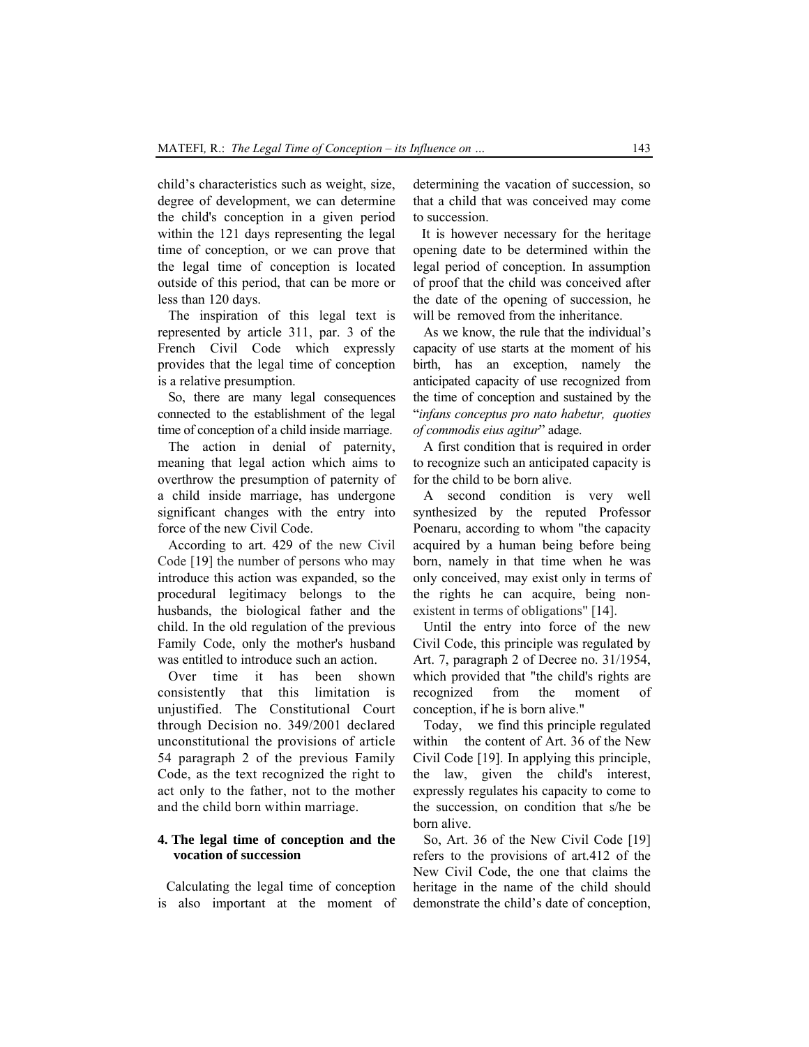child's characteristics such as weight, size, degree of development, we can determine the child's conception in a given period within the 121 days representing the legal time of conception, or we can prove that the legal time of conception is located outside of this period, that can be more or less than 120 days.

The inspiration of this legal text is represented by article 311, par. 3 of the French Civil Code which expressly provides that the legal time of conception is a relative presumption.

So, there are many legal consequences connected to the establishment of the legal time of conception of a child inside marriage.

The action in denial of paternity, meaning that legal action which aims to overthrow the presumption of paternity of a child inside marriage, has undergone significant changes with the entry into force of the new Civil Code.

According to art. 429 of the new Civil Code [19] the number of persons who may introduce this action was expanded, so the procedural legitimacy belongs to the husbands, the biological father and the child. In the old regulation of the previous Family Code, only the mother's husband was entitled to introduce such an action.

Over time it has been shown consistently that this limitation is unjustified. The Constitutional Court through Decision no. 349/2001 declared unconstitutional the provisions of article 54 paragraph 2 of the previous Family Code, as the text recognized the right to act only to the father, not to the mother and the child born within marriage.

## 4. The legal time of conception and the vocation of succession

Calculating the legal time of conception is also important at the moment of determining the vacation of succession, so that a child that was conceived may come to succession.

It is however necessary for the heritage opening date to be determined within the legal period of conception. In assumption of proof that the child was conceived after the date of the opening of succession, he will be removed from the inheritance.

As we know, the rule that the individual's capacity of use starts at the moment of his birth, has an exception, namely the anticipated capacity of use recognized from the time of conception and sustained by the "*infans conceptus pro nato habetur, quoties of commodis eius agitur*" adage.

A first condition that is required in order to recognize such an anticipated capacity is for the child to be born alive.

A second condition is very well synthesized by the reputed Professor Poenaru, according to whom "the capacity acquired by a human being before being born, namely in that time when he was only conceived, may exist only in terms of the rights he can acquire, being non-existent in terms of obligations" [14].

Until the entry into force of the new Civil Code, this principle was regulated by Art. 7, paragraph 2 of Decree no. 31/1954, which provided that "the child's rights are recognized from the moment of conception, if he is born alive."

Today, we find this principle regulated within the content of Art. 36 of the New Civil Code [19]. In applying this principle, the law, given the child's interest, expressly regulates his capacity to come to the succession, on condition that s/he be born alive.

So, Art. 36 of the New Civil Code [19] refers to the provisions of art.412 of the New Civil Code, the one that claims the heritage in the name of the child should demonstrate the child's date of conception,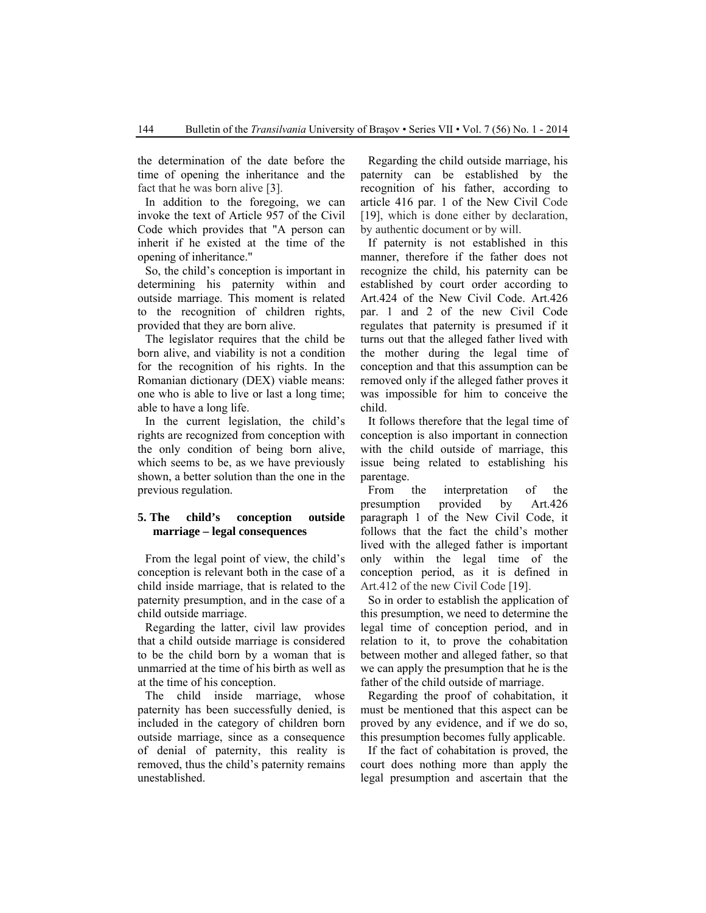the determination of the date before the time of opening the inheritance and the fact that he was born alive [3].

In addition to the foregoing, we can invoke the text of Article 957 of the Civil Code which provides that "A person can inherit if he existed at the time of the opening of inheritance."

So, the child's conception is important in determining his paternity within and outside marriage. This moment is related to the recognition of children rights, provided that they are born alive.

The legislator requires that the child be born alive, and viability is not a condition for the recognition of his rights. In the Romanian dictionary (DEX) viable means: one who is able to live or last a long time; able to have a long life.

In the current legislation, the child's rights are recognized from conception with the only condition of being born alive, which seems to be, as we have previously shown, a better solution than the one in the previous regulation.

## 5. The child's conception outside marriage – legal consequences

From the legal point of view, the child's conception is relevant both in the case of a child inside marriage, that is related to the paternity presumption, and in the case of a child outside marriage.

Regarding the latter, civil law provides that a child outside marriage is considered to be the child born by a woman that is unmarried at the time of his birth as well as at the time of his conception.

The child inside marriage, whose paternity has been successfully denied, is included in the category of children born outside marriage, since as a consequence of denial of paternity, this reality is removed, thus the child's paternity remains unestablished.

Regarding the child outside marriage, his paternity can be established by the recognition of his father, according to article 416 par. 1 of the New Civil Code [19], which is done either by declaration, by authentic document or by will.

If paternity is not established in this manner, therefore if the father does not recognize the child, his paternity can be established by court order according to Art.424 of the New Civil Code. Art.426 par. 1 and 2 of the new Civil Code regulates that paternity is presumed if it turns out that the alleged father lived with the mother during the legal time of conception and that this assumption can be removed only if the alleged father proves it was impossible for him to conceive the child.

It follows therefore that the legal time of conception is also important in connection with the child outside of marriage, this issue being related to establishing his parentage.

From the interpretation of the presumption provided by Art.426 paragraph 1 of the New Civil Code, it follows that the fact the child's mother lived with the alleged father is important only within the legal time of the conception period, as it is defined in Art.412 of the new Civil Code [19].

So in order to establish the application of this presumption, we need to determine the legal time of conception period, and in relation to it, to prove the cohabitation between mother and alleged father, so that we can apply the presumption that he is the father of the child outside of marriage.

Regarding the proof of cohabitation, it must be mentioned that this aspect can be proved by any evidence, and if we do so, this presumption becomes fully applicable.

If the fact of cohabitation is proved, the court does nothing more than apply the legal presumption and ascertain that the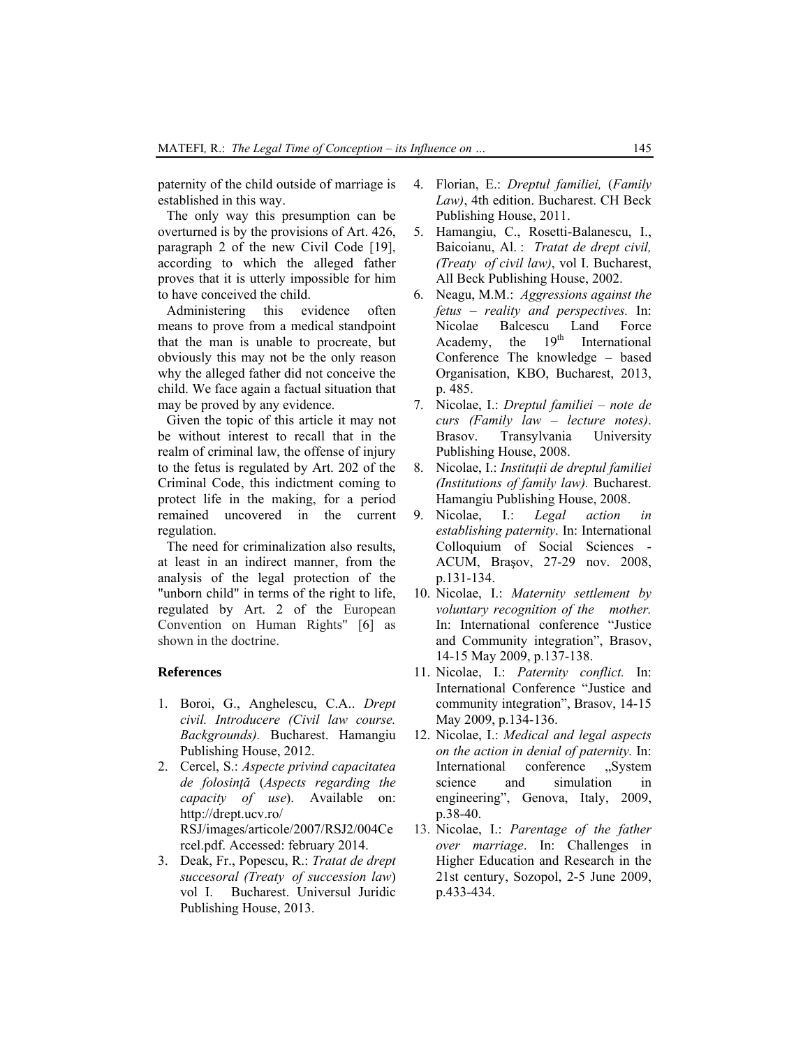paternity of the child outside of marriage is established in this way.

The only way this presumption can be overturned is by the provisions of Art. 426, paragraph 2 of the new Civil Code [19], according to which the alleged father proves that it is utterly impossible for him to have conceived the child.

Administering this evidence often means to prove from a medical standpoint that the man is unable to procreate, but obviously this may not be the only reason why the alleged father did not conceive the child. We face again a factual situation that may be proved by any evidence.

Given the topic of this article it may not be without interest to recall that in the realm of criminal law, the offense of injury to the fetus is regulated by Art. 202 of the Criminal Code, this indictment coming to protect life in the making, for a period remained uncovered in the current regulation.

The need for criminalization also results, at least in an indirect manner, from the analysis of the legal protection of the "unborn child" in terms of the right to life, regulated by Art. 2 of the European Convention on Human Rights" [6] as shown in the doctrine.

## References

1. Boroi, G., Anghelescu, C.A.. *Drept civil. Introducere (Civil law course. Backgrounds).* Bucharest. Hamangiu Publishing House, 2012.
2. Cercel, S.: *Aspecte privind capacitatea de folosință* (*Aspects regarding the capacity of use*). Available on: http://drept.ucv.ro/RSJ/images/articole/2007/RSJ2/004Cercel.pdf. Accessed: february 2014.
3. Deak, Fr., Popescu, R.: *Tratat de drept succesoral (Treaty of succession law*) vol I. Bucharest. Universul Juridic Publishing House, 2013.
4. Florian, E.: *Dreptul familiei,* (*Family Law)*, 4th edition. Bucharest. CH Beck Publishing House, 2011.
5. Hamangiu, C., Rosetti-Balanescu, I., Baicoianu, Al. : *Tratat de drept civil, (Treaty of civil law)*, vol I. Bucharest, All Beck Publishing House, 2002.
6. Neagu, M.M.: *Aggressions against the fetus – reality and perspectives.* In: Nicolae Balcescu Land Force Academy, the 19th International Conference The knowledge – based Organisation, KBO, Bucharest, 2013, p. 485.
7. Nicolae, I.: *Dreptul familiei – note de curs (Family law – lecture notes)*. Brasov. Transylvania University Publishing House, 2008.
8. Nicolae, I.: *Instituții de dreptul familiei (Institutions of family law).* Bucharest. Hamangiu Publishing House, 2008.
9. Nicolae, I.: *Legal action in establishing paternity*. In: International Colloquium of Social Sciences - ACUM, Braşov, 27-29 nov. 2008, p.131-134.
10. Nicolae, I.: *Maternity settlement by voluntary recognition of the mother.* In: International conference "Justice and Community integration", Brasov, 14-15 May 2009, p.137-138.
11. Nicolae, I.: *Paternity conflict.* In: International Conference "Justice and community integration", Brasov, 14-15 May 2009, p.134-136.
12. Nicolae, I.: *Medical and legal aspects on the action in denial of paternity.* In: International conference „System science and simulation in engineering", Genova, Italy, 2009, p.38-40.
13. Nicolae, I.: *Parentage of the father over marriage*. In: Challenges in Higher Education and Research in the 21st century, Sozopol, 2-5 June 2009, p.433-434.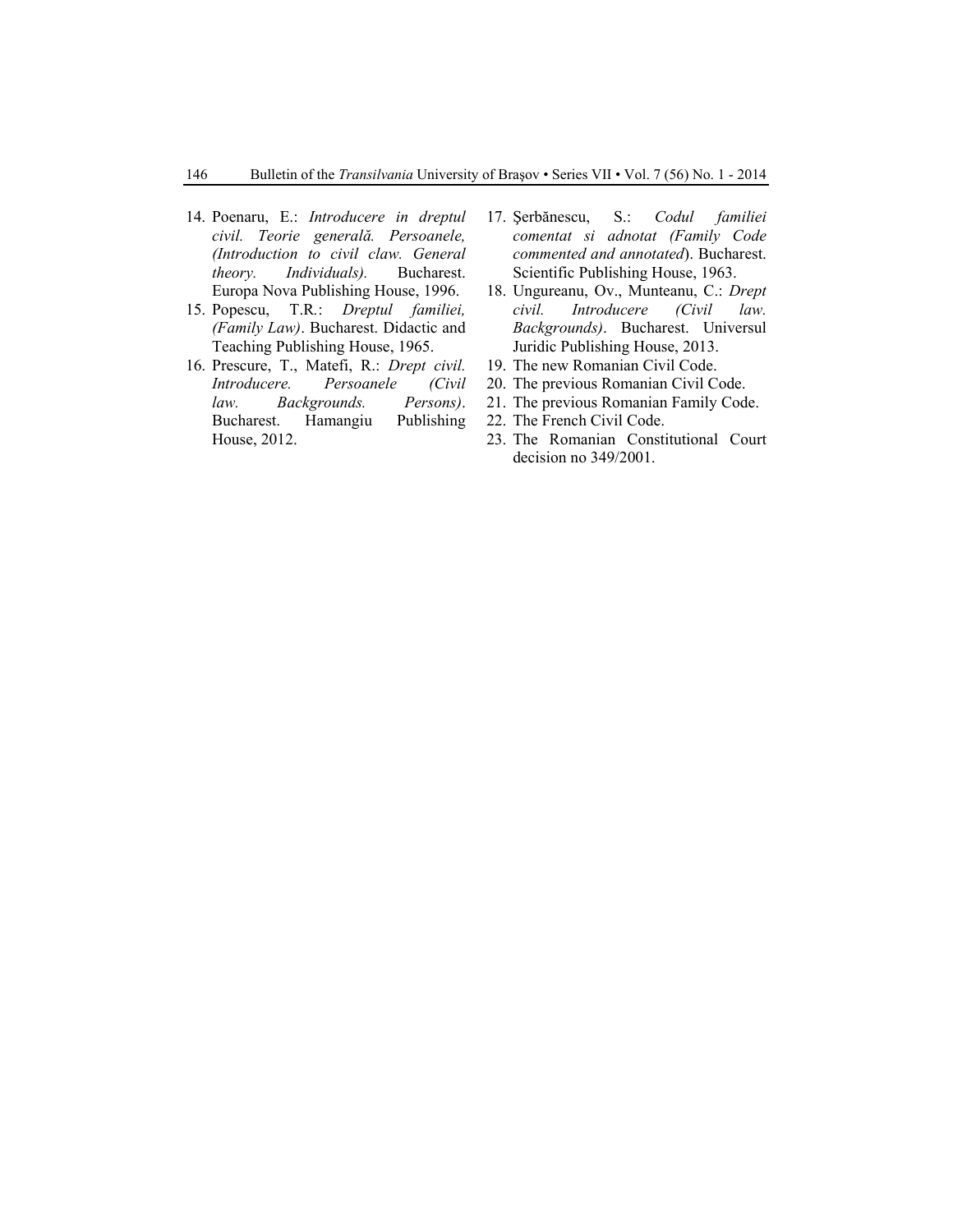14. Poenaru, E.: *Introducere in dreptul civil. Teorie generală. Persoanele, (Introduction to civil claw. General theory. Individuals).* Bucharest. Europa Nova Publishing House, 1996.
15. Popescu, T.R.: *Dreptul familiei, (Family Law)*. Bucharest. Didactic and Teaching Publishing House, 1965.
16. Prescure, T., Matefi, R.: *Drept civil. Introducere. Persoanele (Civil law. Backgrounds. Persons)*. Bucharest. Hamangiu Publishing House, 2012.
17. Şerbănescu, S.: *Codul familiei comentat si adnotat (Family Code commented and annotated*). Bucharest. Scientific Publishing House, 1963.
18. Ungureanu, Ov., Munteanu, C.: *Drept civil. Introducere (Civil law. Backgrounds)*. Bucharest. Universul Juridic Publishing House, 2013.
19. The new Romanian Civil Code.
20. The previous Romanian Civil Code.
21. The previous Romanian Family Code.
22. The French Civil Code.
23. The Romanian Constitutional Court decision no 349/2001.